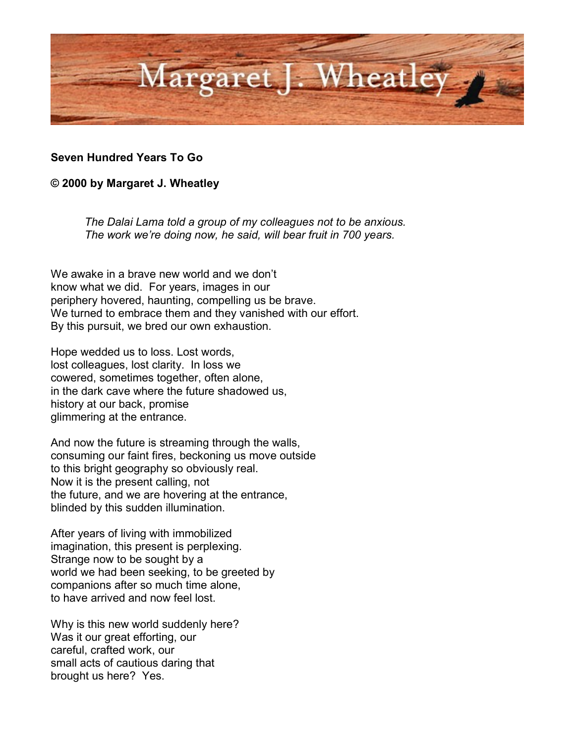# Margaret J. Wheatley

**Seven Hundred Years To Go**

**© 2000 by Margaret J. Wheatley**

> *The Dalai Lama told a group of my colleagues not to be anxious.*
> *The work we're doing now, he said, will bear fruit in 700 years.*

We awake in a brave new world and we don't
know what we did. For years, images in our
periphery hovered, haunting, compelling us be brave.
We turned to embrace them and they vanished with our effort.
By this pursuit, we bred our own exhaustion.

Hope wedded us to loss. Lost words,
lost colleagues, lost clarity. In loss we
cowered, sometimes together, often alone,
in the dark cave where the future shadowed us,
history at our back, promise
glimmering at the entrance.

And now the future is streaming through the walls,
consuming our faint fires, beckoning us move outside
to this bright geography so obviously real.
Now it is the present calling, not
the future, and we are hovering at the entrance,
blinded by this sudden illumination.

After years of living with immobilized
imagination, this present is perplexing.
Strange now to be sought by a
world we had been seeking, to be greeted by
companions after so much time alone,
to have arrived and now feel lost.

Why is this new world suddenly here?
Was it our great efforting, our
careful, crafted work, our
small acts of cautious daring that
brought us here? Yes.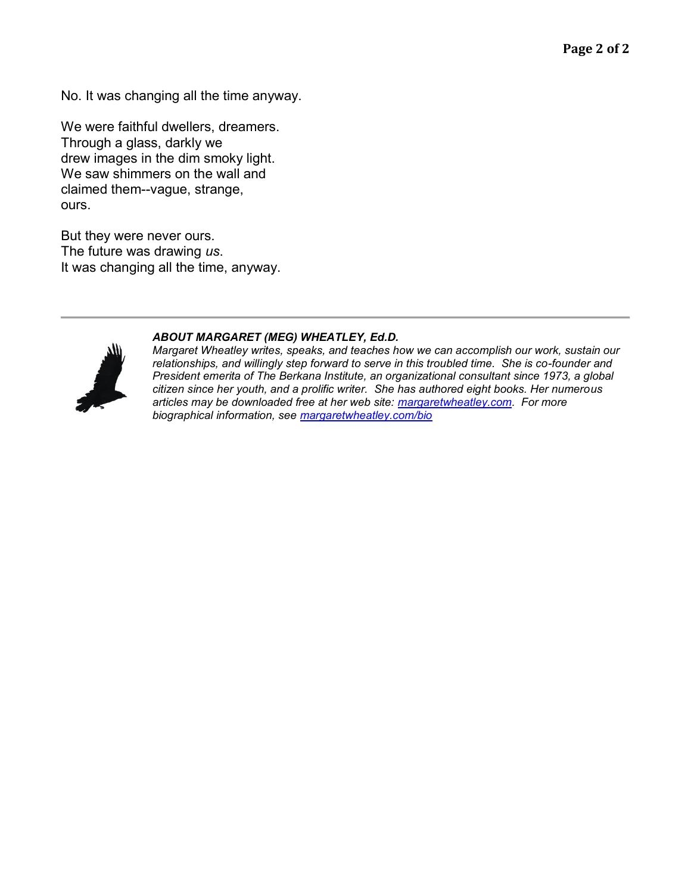No. It was changing all the time anyway.

We were faithful dwellers, dreamers.  
Through a glass, darkly we  
drew images in the dim smoky light.  
We saw shimmers on the wall and  
claimed them--vague, strange,  
ours.

But they were never ours.  
The future was drawing *us*.  
It was changing all the time, anyway.

---

***ABOUT MARGARET (MEG) WHEATLEY, Ed.D.***

*Margaret Wheatley writes, speaks, and teaches how we can accomplish our work, sustain our relationships, and willingly step forward to serve in this troubled time. She is co-founder and President emerita of The Berkana Institute, an organizational consultant since 1973, a global citizen since her youth, and a prolific writer. She has authored eight books. Her numerous articles may be downloaded free at her web site: [margaretwheatley.com](margaretwheatley.com). For more biographical information, see [margaretwheatley.com/bio](margaretwheatley.com/bio)*